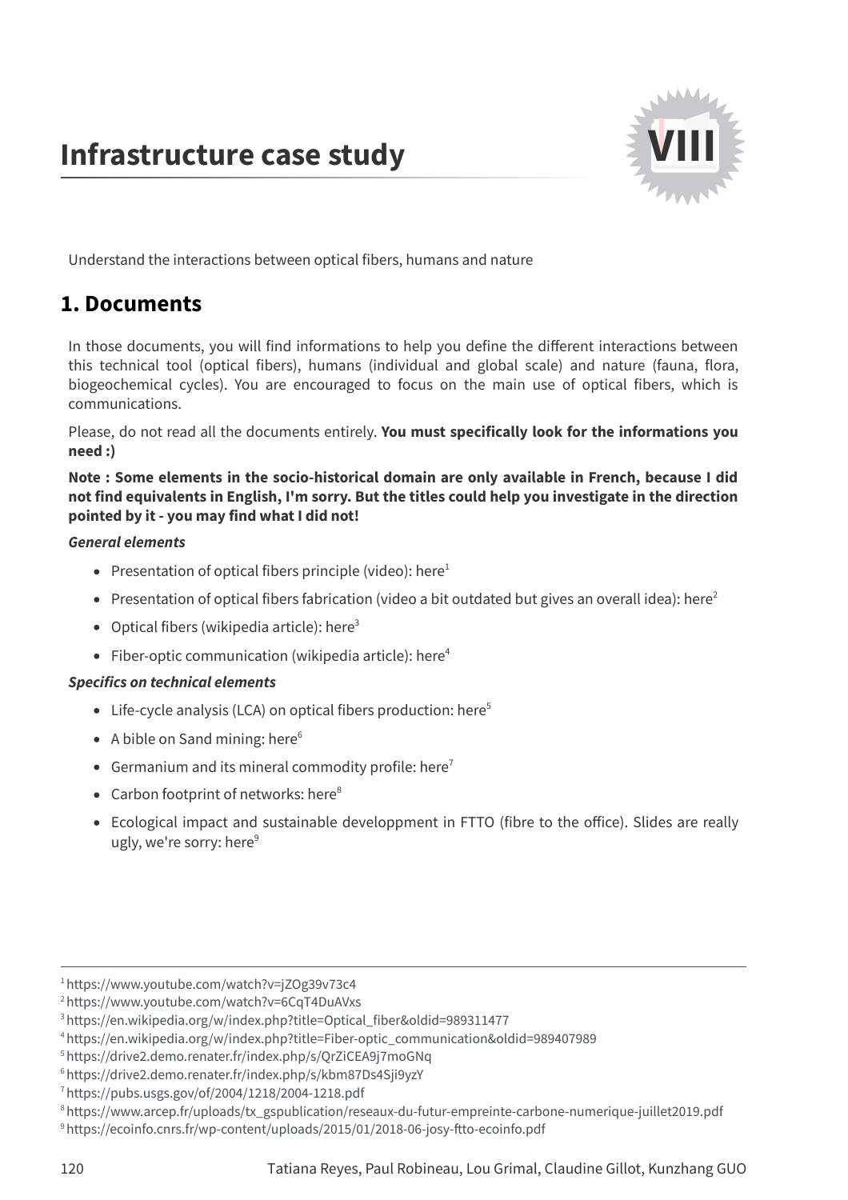# Infrastructure case study

Understand the interactions between optical fibers, humans and nature

## 1. Documents

In those documents, you will find informations to help you define the different interactions between this technical tool (optical fibers), humans (individual and global scale) and nature (fauna, flora, biogeochemical cycles). You are encouraged to focus on the main use of optical fibers, which is communications.

Please, do not read all the documents entirely. **You must specifically look for the informations you need :)**

**Note : Some elements in the socio-historical domain are only available in French, because I did not find equivalents in English, I'm sorry. But the titles could help you investigate in the direction pointed by it - you may find what I did not!**

***General elements***

- Presentation of optical fibers principle (video): here[1]
- Presentation of optical fibers fabrication (video a bit outdated but gives an overall idea): here[2]
- Optical fibers (wikipedia article): here[3]
- Fiber-optic communication (wikipedia article): here[4]

***Specifics on technical elements***

- Life-cycle analysis (LCA) on optical fibers production: here[5]
- A bible on Sand mining: here[6]
- Germanium and its mineral commodity profile: here[7]
- Carbon footprint of networks: here[8]
- Ecological impact and sustainable developpment in FTTO (fibre to the office). Slides are really ugly, we're sorry: here[9]

---

[1] https://www.youtube.com/watch?v=jZOg39v73c4
[2] https://www.youtube.com/watch?v=6CqT4DuAVxs
[3] https://en.wikipedia.org/w/index.php?title=Optical_fiber&oldid=989311477
[4] https://en.wikipedia.org/w/index.php?title=Fiber-optic_communication&oldid=989407989
[5] https://drive2.demo.renater.fr/index.php/s/QrZiCEA9j7moGNq
[6] https://drive2.demo.renater.fr/index.php/s/kbm87Ds4Sji9yzY
[7] https://pubs.usgs.gov/of/2004/1218/2004-1218.pdf
[8] https://www.arcep.fr/uploads/tx_gspublication/reseaux-du-futur-empreinte-carbone-numerique-juillet2019.pdf
[9] https://ecoinfo.cnrs.fr/wp-content/uploads/2015/01/2018-06-josy-ftto-ecoinfo.pdf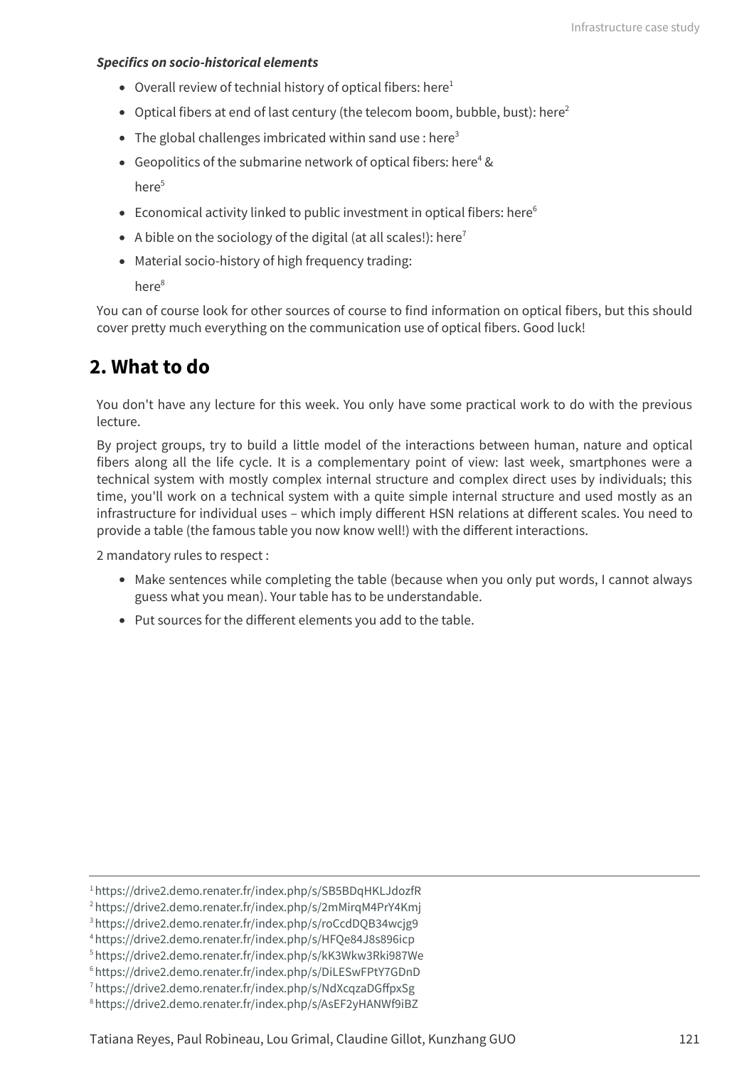***Specifics on socio-historical elements***

- Overall review of technial history of optical fibers: here[1]
- Optical fibers at end of last century (the telecom boom, bubble, bust): here[2]
- The global challenges imbricated within sand use : here[3]
- Geopolitics of the submarine network of optical fibers: here[4] & here[5]
- Economical activity linked to public investment in optical fibers: here[6]
- A bible on the sociology of the digital (at all scales!): here[7]
- Material socio-history of high frequency trading: here[8]

You can of course look for other sources of course to find information on optical fibers, but this should cover pretty much everything on the communication use of optical fibers. Good luck!

## 2. What to do

You don't have any lecture for this week. You only have some practical work to do with the previous lecture.

By project groups, try to build a little model of the interactions between human, nature and optical fibers along all the life cycle. It is a complementary point of view: last week, smartphones were a technical system with mostly complex internal structure and complex direct uses by individuals; this time, you'll work on a technical system with a quite simple internal structure and used mostly as an infrastructure for individual uses – which imply different HSN relations at different scales. You need to provide a table (the famous table you now know well!) with the different interactions.

2 mandatory rules to respect :

- Make sentences while completing the table (because when you only put words, I cannot always guess what you mean). Your table has to be understandable.
- Put sources for the different elements you add to the table.

---

[1] https://drive2.demo.renater.fr/index.php/s/SB5BDqHKLJdozfR
[2] https://drive2.demo.renater.fr/index.php/s/2mMirqM4PrY4Kmj
[3] https://drive2.demo.renater.fr/index.php/s/roCcdDQB34wcjg9
[4] https://drive2.demo.renater.fr/index.php/s/HFQe84J8s896icp
[5] https://drive2.demo.renater.fr/index.php/s/kK3Wkw3Rki987We
[6] https://drive2.demo.renater.fr/index.php/s/DiLESwFPtY7GDnD
[7] https://drive2.demo.renater.fr/index.php/s/NdXcqzaDGffpxSg
[8] https://drive2.demo.renater.fr/index.php/s/AsEF2yHANWf9iBZ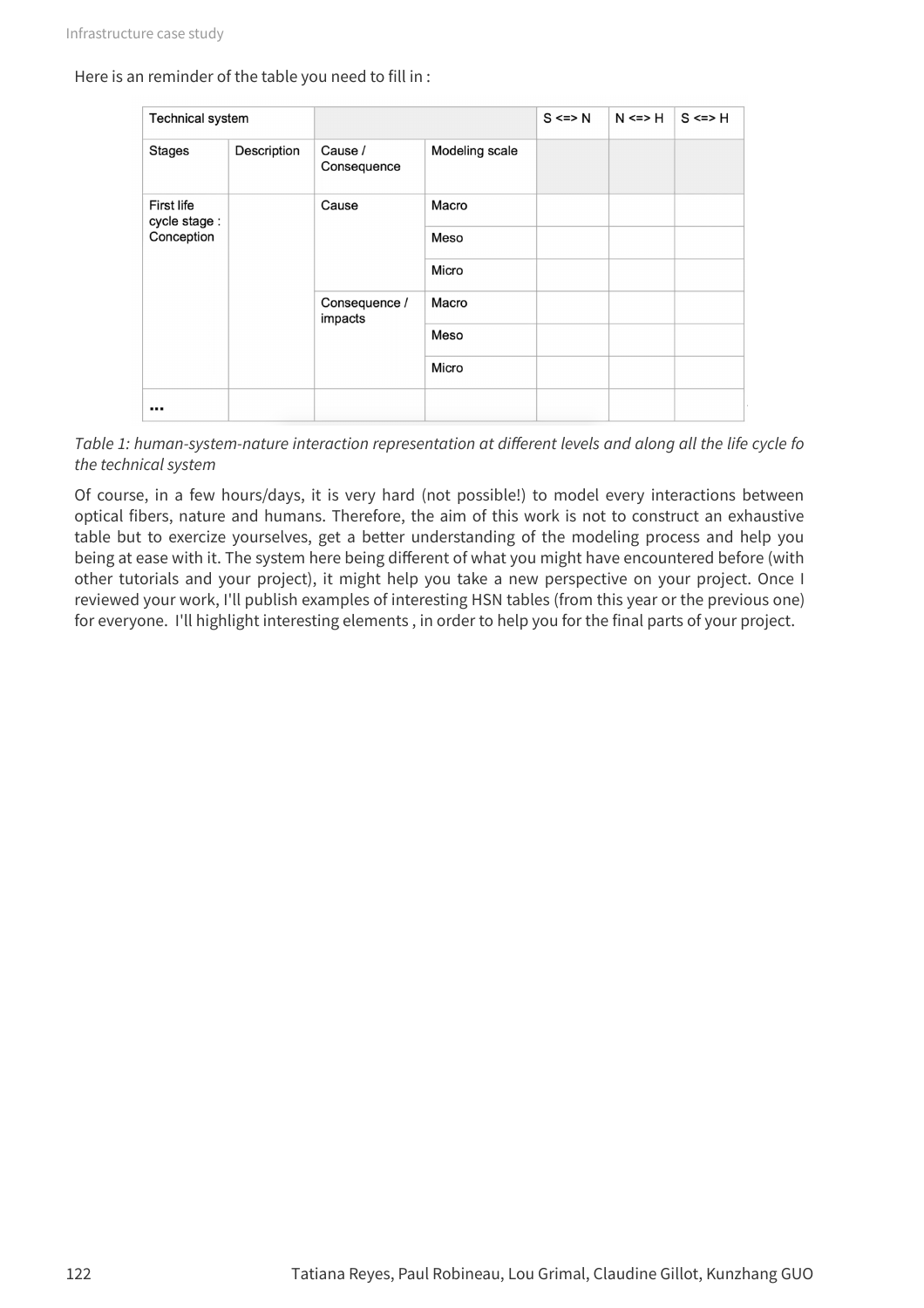Here is an reminder of the table you need to fill in :

| Technical system | | | | S <=> N | N <=> H | S <=> H |
|---|---|---|---|---|---|---|
| Stages | Description | Cause / Consequence | Modeling scale | | | |
| First life cycle stage : Conception | | Cause | Macro | | | |
| | | | Meso | | | |
| | | | Micro | | | |
| | | Consequence / impacts | Macro | | | |
| | | | Meso | | | |
| | | | Micro | | | |
| ... | | | | | | |

*Table 1: human-system-nature interaction representation at different levels and along all the life cycle fo the technical system*

Of course, in a few hours/days, it is very hard (not possible!) to model every interactions between optical fibers, nature and humans. Therefore, the aim of this work is not to construct an exhaustive table but to exercize yourselves, get a better understanding of the modeling process and help you being at ease with it. The system here being different of what you might have encountered before (with other tutorials and your project), it might help you take a new perspective on your project. Once I reviewed your work, I'll publish examples of interesting HSN tables (from this year or the previous one) for everyone. I'll highlight interesting elements , in order to help you for the final parts of your project.